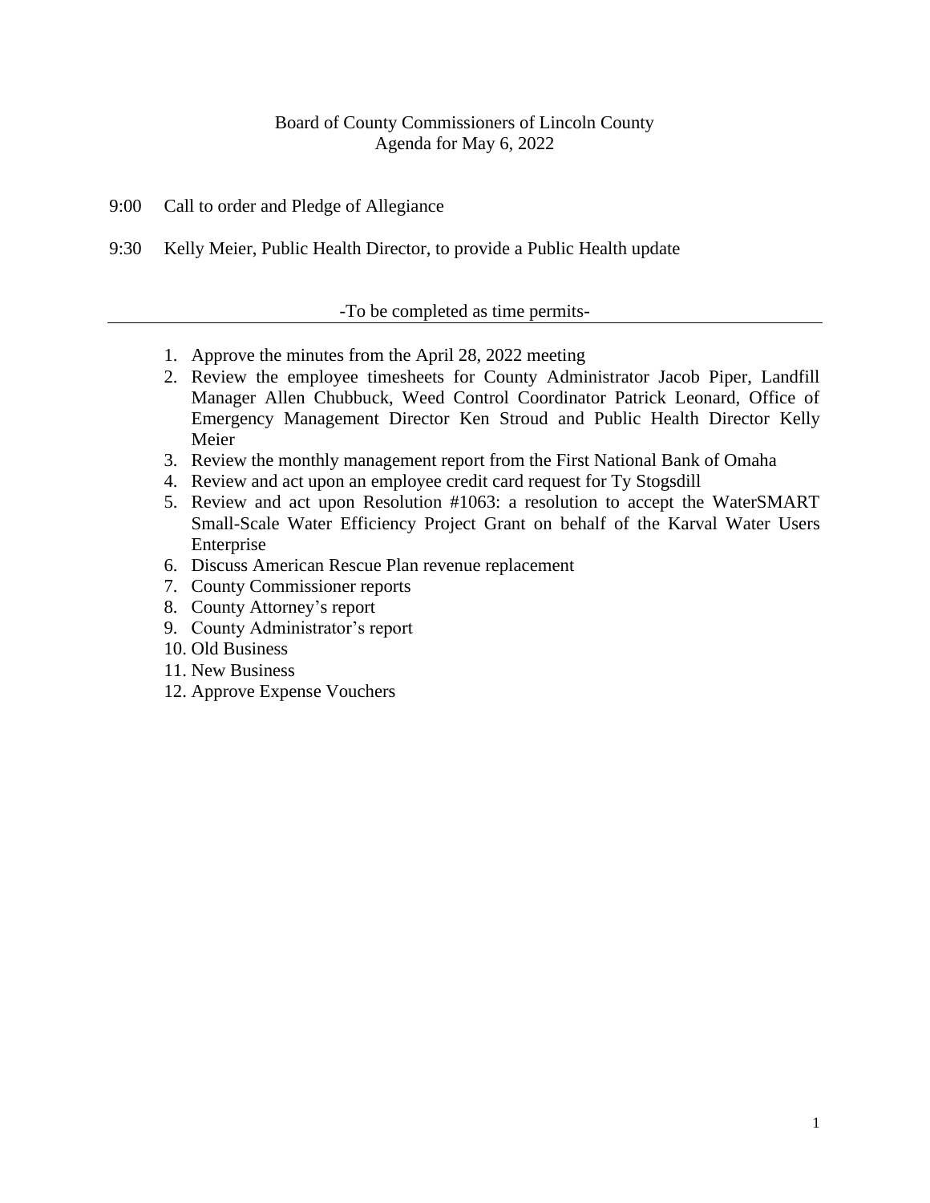# Board of County Commissioners of Lincoln County

## Agenda for May 6, 2022

9:00 Call to order and Pledge of Allegiance

9:30 Kelly Meier, Public Health Director, to provide a Public Health update

---

-To be completed as time permits-

---

1. Approve the minutes from the April 28, 2022 meeting
2. Review the employee timesheets for County Administrator Jacob Piper, Landfill Manager Allen Chubbuck, Weed Control Coordinator Patrick Leonard, Office of Emergency Management Director Ken Stroud and Public Health Director Kelly Meier
3. Review the monthly management report from the First National Bank of Omaha
4. Review and act upon an employee credit card request for Ty Stogsdill
5. Review and act upon Resolution #1063: a resolution to accept the WaterSMART Small-Scale Water Efficiency Project Grant on behalf of the Karval Water Users Enterprise
6. Discuss American Rescue Plan revenue replacement
7. County Commissioner reports
8. County Attorney's report
9. County Administrator's report
10. Old Business
11. New Business
12. Approve Expense Vouchers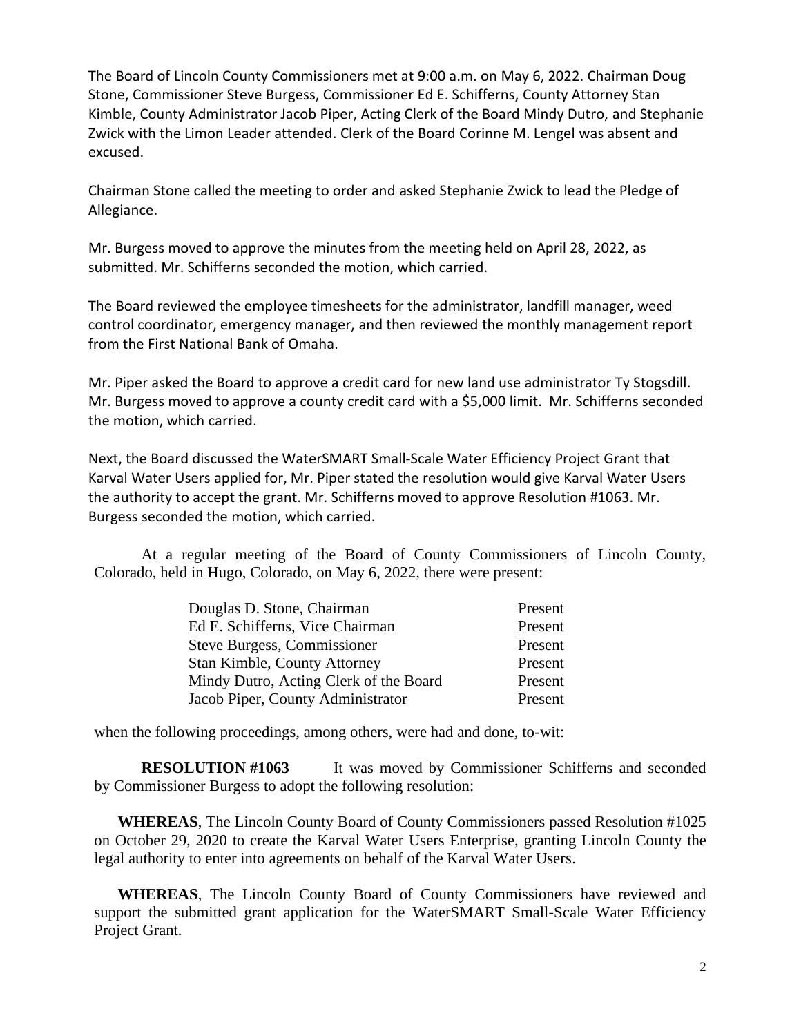The Board of Lincoln County Commissioners met at 9:00 a.m. on May 6, 2022. Chairman Doug Stone, Commissioner Steve Burgess, Commissioner Ed E. Schifferns, County Attorney Stan Kimble, County Administrator Jacob Piper, Acting Clerk of the Board Mindy Dutro, and Stephanie Zwick with the Limon Leader attended. Clerk of the Board Corinne M. Lengel was absent and excused.

Chairman Stone called the meeting to order and asked Stephanie Zwick to lead the Pledge of Allegiance.

Mr. Burgess moved to approve the minutes from the meeting held on April 28, 2022, as submitted. Mr. Schifferns seconded the motion, which carried.

The Board reviewed the employee timesheets for the administrator, landfill manager, weed control coordinator, emergency manager, and then reviewed the monthly management report from the First National Bank of Omaha.

Mr. Piper asked the Board to approve a credit card for new land use administrator Ty Stogsdill. Mr. Burgess moved to approve a county credit card with a $5,000 limit. Mr. Schifferns seconded the motion, which carried.

Next, the Board discussed the WaterSMART Small-Scale Water Efficiency Project Grant that Karval Water Users applied for, Mr. Piper stated the resolution would give Karval Water Users the authority to accept the grant. Mr. Schifferns moved to approve Resolution #1063. Mr. Burgess seconded the motion, which carried.

At a regular meeting of the Board of County Commissioners of Lincoln County, Colorado, held in Hugo, Colorado, on May 6, 2022, there were present:

| | |
|---|---|
| Douglas D. Stone, Chairman | Present |
| Ed E. Schifferns, Vice Chairman | Present |
| Steve Burgess, Commissioner | Present |
| Stan Kimble, County Attorney | Present |
| Mindy Dutro, Acting Clerk of the Board | Present |
| Jacob Piper, County Administrator | Present |

when the following proceedings, among others, were had and done, to-wit:

**RESOLUTION #1063** It was moved by Commissioner Schifferns and seconded by Commissioner Burgess to adopt the following resolution:

**WHEREAS**, The Lincoln County Board of County Commissioners passed Resolution #1025 on October 29, 2020 to create the Karval Water Users Enterprise, granting Lincoln County the legal authority to enter into agreements on behalf of the Karval Water Users.

**WHEREAS**, The Lincoln County Board of County Commissioners have reviewed and support the submitted grant application for the WaterSMART Small-Scale Water Efficiency Project Grant.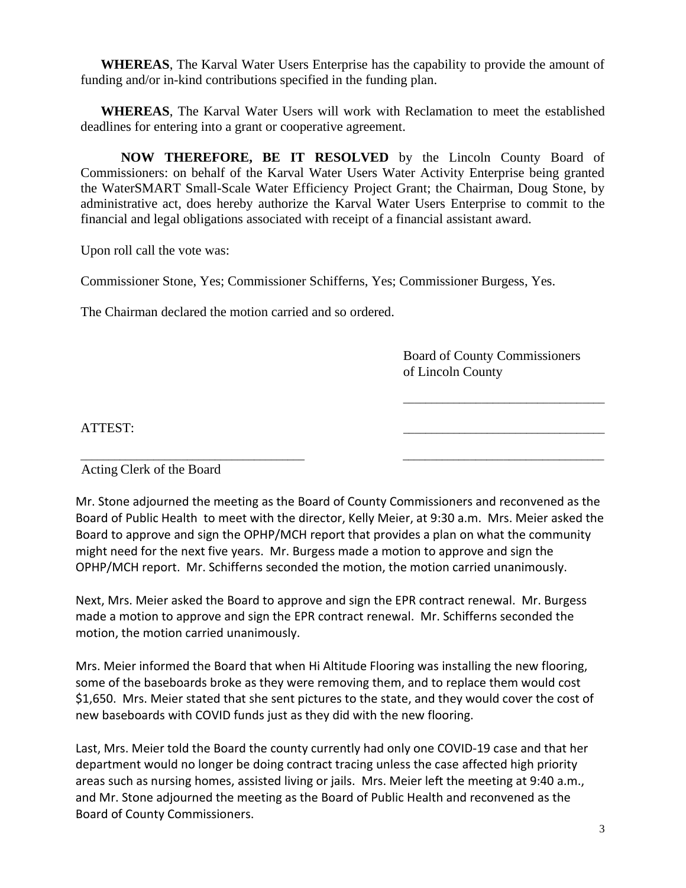**WHEREAS**, The Karval Water Users Enterprise has the capability to provide the amount of funding and/or in-kind contributions specified in the funding plan.

**WHEREAS**, The Karval Water Users will work with Reclamation to meet the established deadlines for entering into a grant or cooperative agreement.

**NOW THEREFORE, BE IT RESOLVED** by the Lincoln County Board of Commissioners: on behalf of the Karval Water Users Water Activity Enterprise being granted the WaterSMART Small-Scale Water Efficiency Project Grant; the Chairman, Doug Stone, by administrative act, does hereby authorize the Karval Water Users Enterprise to commit to the financial and legal obligations associated with receipt of a financial assistant award.

Upon roll call the vote was:

Commissioner Stone, Yes; Commissioner Schifferns, Yes; Commissioner Burgess, Yes.

The Chairman declared the motion carried and so ordered.

Board of County Commissioners
of Lincoln County

______________________________

ATTEST: ______________________________

__________________________________ ______________________________

Acting Clerk of the Board

Mr. Stone adjourned the meeting as the Board of County Commissioners and reconvened as the Board of Public Health to meet with the director, Kelly Meier, at 9:30 a.m. Mrs. Meier asked the Board to approve and sign the OPHP/MCH report that provides a plan on what the community might need for the next five years. Mr. Burgess made a motion to approve and sign the OPHP/MCH report. Mr. Schifferns seconded the motion, the motion carried unanimously.

Next, Mrs. Meier asked the Board to approve and sign the EPR contract renewal. Mr. Burgess made a motion to approve and sign the EPR contract renewal. Mr. Schifferns seconded the motion, the motion carried unanimously.

Mrs. Meier informed the Board that when Hi Altitude Flooring was installing the new flooring, some of the baseboards broke as they were removing them, and to replace them would cost $1,650. Mrs. Meier stated that she sent pictures to the state, and they would cover the cost of new baseboards with COVID funds just as they did with the new flooring.

Last, Mrs. Meier told the Board the county currently had only one COVID-19 case and that her department would no longer be doing contract tracing unless the case affected high priority areas such as nursing homes, assisted living or jails. Mrs. Meier left the meeting at 9:40 a.m., and Mr. Stone adjourned the meeting as the Board of Public Health and reconvened as the Board of County Commissioners.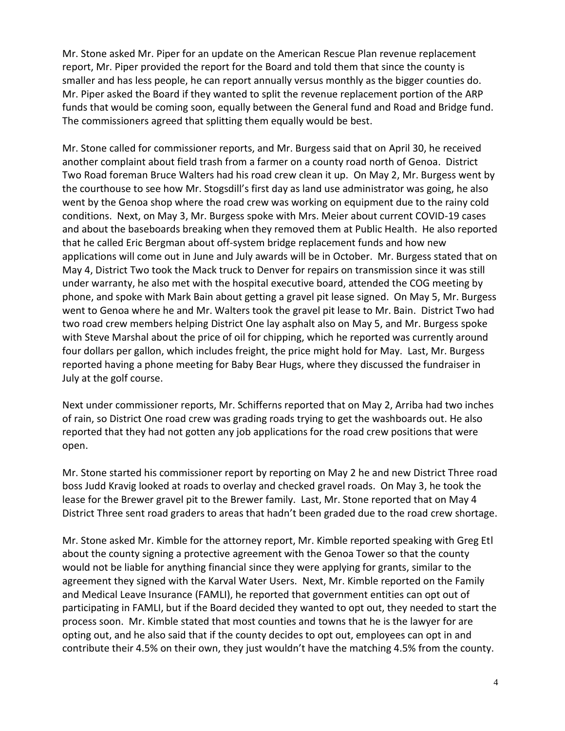Mr. Stone asked Mr. Piper for an update on the American Rescue Plan revenue replacement report, Mr. Piper provided the report for the Board and told them that since the county is smaller and has less people, he can report annually versus monthly as the bigger counties do. Mr. Piper asked the Board if they wanted to split the revenue replacement portion of the ARP funds that would be coming soon, equally between the General fund and Road and Bridge fund. The commissioners agreed that splitting them equally would be best.

Mr. Stone called for commissioner reports, and Mr. Burgess said that on April 30, he received another complaint about field trash from a farmer on a county road north of Genoa. District Two Road foreman Bruce Walters had his road crew clean it up. On May 2, Mr. Burgess went by the courthouse to see how Mr. Stogsdill's first day as land use administrator was going, he also went by the Genoa shop where the road crew was working on equipment due to the rainy cold conditions. Next, on May 3, Mr. Burgess spoke with Mrs. Meier about current COVID-19 cases and about the baseboards breaking when they removed them at Public Health. He also reported that he called Eric Bergman about off-system bridge replacement funds and how new applications will come out in June and July awards will be in October. Mr. Burgess stated that on May 4, District Two took the Mack truck to Denver for repairs on transmission since it was still under warranty, he also met with the hospital executive board, attended the COG meeting by phone, and spoke with Mark Bain about getting a gravel pit lease signed. On May 5, Mr. Burgess went to Genoa where he and Mr. Walters took the gravel pit lease to Mr. Bain. District Two had two road crew members helping District One lay asphalt also on May 5, and Mr. Burgess spoke with Steve Marshal about the price of oil for chipping, which he reported was currently around four dollars per gallon, which includes freight, the price might hold for May. Last, Mr. Burgess reported having a phone meeting for Baby Bear Hugs, where they discussed the fundraiser in July at the golf course.

Next under commissioner reports, Mr. Schifferns reported that on May 2, Arriba had two inches of rain, so District One road crew was grading roads trying to get the washboards out. He also reported that they had not gotten any job applications for the road crew positions that were open.

Mr. Stone started his commissioner report by reporting on May 2 he and new District Three road boss Judd Kravig looked at roads to overlay and checked gravel roads. On May 3, he took the lease for the Brewer gravel pit to the Brewer family. Last, Mr. Stone reported that on May 4 District Three sent road graders to areas that hadn't been graded due to the road crew shortage.

Mr. Stone asked Mr. Kimble for the attorney report, Mr. Kimble reported speaking with Greg Etl about the county signing a protective agreement with the Genoa Tower so that the county would not be liable for anything financial since they were applying for grants, similar to the agreement they signed with the Karval Water Users. Next, Mr. Kimble reported on the Family and Medical Leave Insurance (FAMLI), he reported that government entities can opt out of participating in FAMLI, but if the Board decided they wanted to opt out, they needed to start the process soon. Mr. Kimble stated that most counties and towns that he is the lawyer for are opting out, and he also said that if the county decides to opt out, employees can opt in and contribute their 4.5% on their own, they just wouldn't have the matching 4.5% from the county.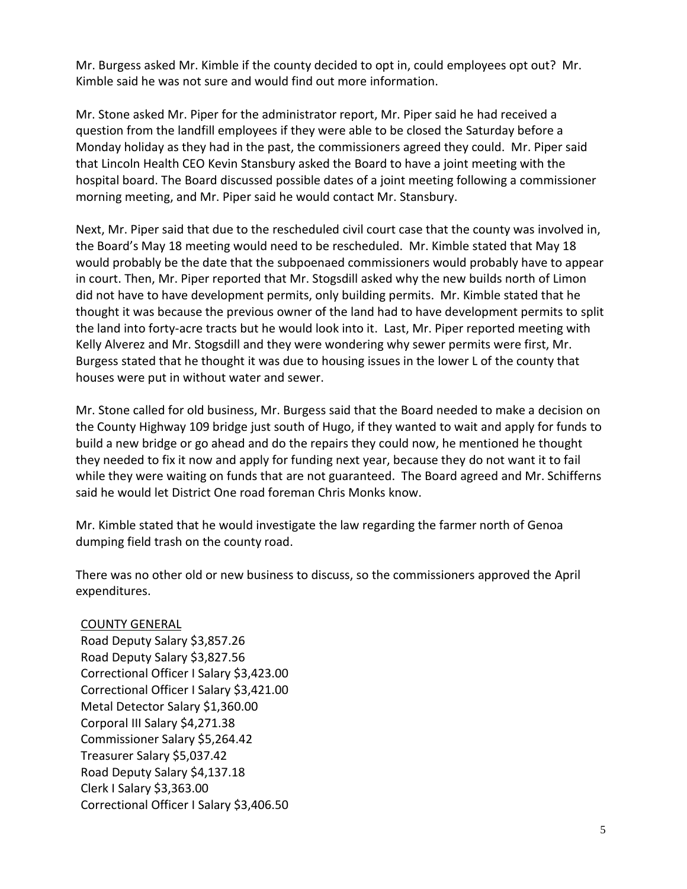Mr. Burgess asked Mr. Kimble if the county decided to opt in, could employees opt out? Mr. Kimble said he was not sure and would find out more information.

Mr. Stone asked Mr. Piper for the administrator report, Mr. Piper said he had received a question from the landfill employees if they were able to be closed the Saturday before a Monday holiday as they had in the past, the commissioners agreed they could. Mr. Piper said that Lincoln Health CEO Kevin Stansbury asked the Board to have a joint meeting with the hospital board. The Board discussed possible dates of a joint meeting following a commissioner morning meeting, and Mr. Piper said he would contact Mr. Stansbury.

Next, Mr. Piper said that due to the rescheduled civil court case that the county was involved in, the Board's May 18 meeting would need to be rescheduled. Mr. Kimble stated that May 18 would probably be the date that the subpoenaed commissioners would probably have to appear in court. Then, Mr. Piper reported that Mr. Stogsdill asked why the new builds north of Limon did not have to have development permits, only building permits. Mr. Kimble stated that he thought it was because the previous owner of the land had to have development permits to split the land into forty-acre tracts but he would look into it. Last, Mr. Piper reported meeting with Kelly Alverez and Mr. Stogsdill and they were wondering why sewer permits were first, Mr. Burgess stated that he thought it was due to housing issues in the lower L of the county that houses were put in without water and sewer.

Mr. Stone called for old business, Mr. Burgess said that the Board needed to make a decision on the County Highway 109 bridge just south of Hugo, if they wanted to wait and apply for funds to build a new bridge or go ahead and do the repairs they could now, he mentioned he thought they needed to fix it now and apply for funding next year, because they do not want it to fail while they were waiting on funds that are not guaranteed. The Board agreed and Mr. Schifferns said he would let District One road foreman Chris Monks know.

Mr. Kimble stated that he would investigate the law regarding the farmer north of Genoa dumping field trash on the county road.

There was no other old or new business to discuss, so the commissioners approved the April expenditures.

COUNTY GENERAL
Road Deputy Salary $3,857.26
Road Deputy Salary $3,827.56
Correctional Officer I Salary $3,423.00
Correctional Officer I Salary $3,421.00
Metal Detector Salary $1,360.00
Corporal III Salary $4,271.38
Commissioner Salary $5,264.42
Treasurer Salary $5,037.42
Road Deputy Salary $4,137.18
Clerk I Salary $3,363.00
Correctional Officer I Salary $3,406.50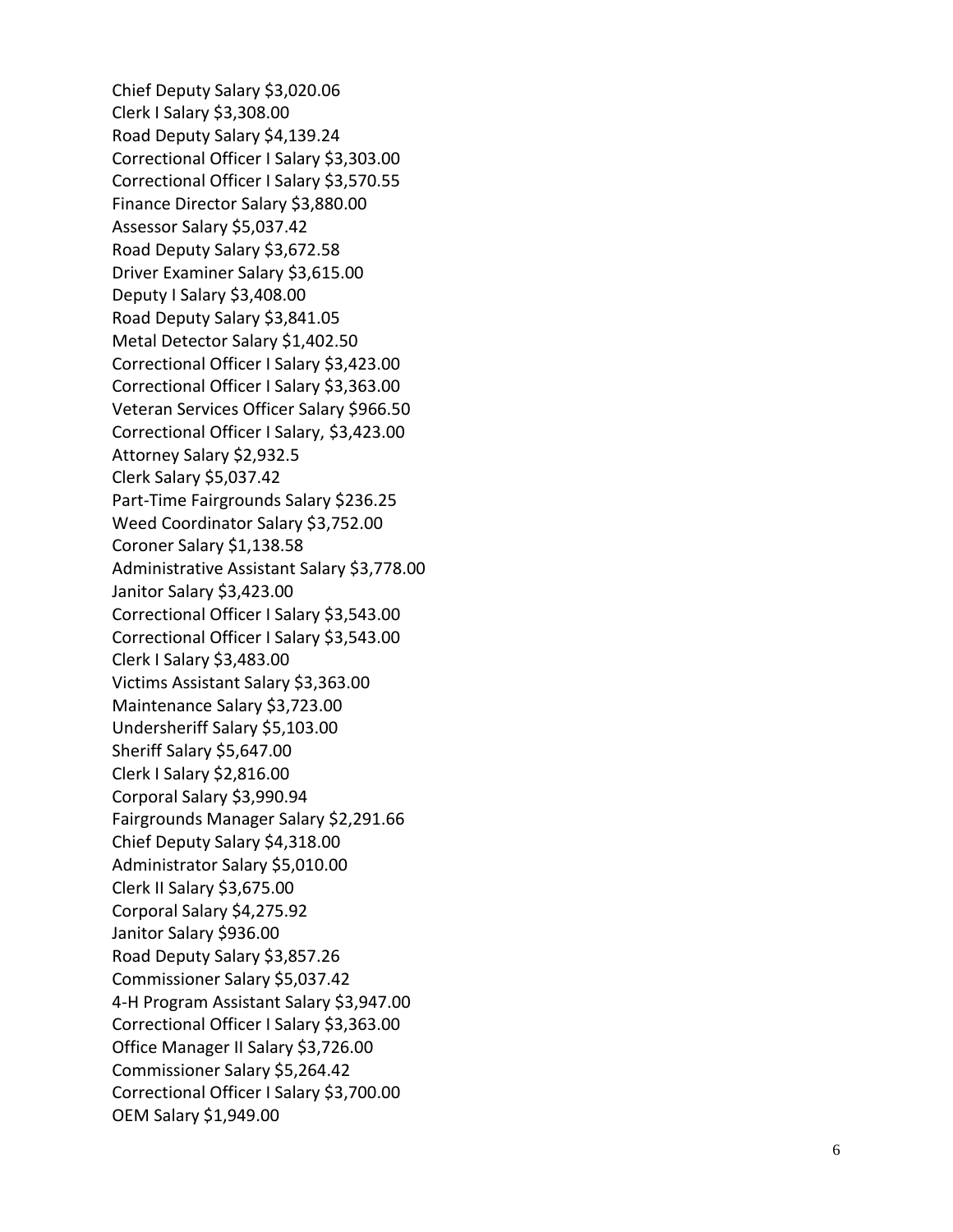Chief Deputy Salary $3,020.06
Clerk I Salary $3,308.00
Road Deputy Salary $4,139.24
Correctional Officer I Salary $3,303.00
Correctional Officer I Salary $3,570.55
Finance Director Salary $3,880.00
Assessor Salary $5,037.42
Road Deputy Salary $3,672.58
Driver Examiner Salary $3,615.00
Deputy I Salary $3,408.00
Road Deputy Salary $3,841.05
Metal Detector Salary $1,402.50
Correctional Officer I Salary $3,423.00
Correctional Officer I Salary $3,363.00
Veteran Services Officer Salary $966.50
Correctional Officer I Salary, $3,423.00
Attorney Salary $2,932.5
Clerk Salary $5,037.42
Part-Time Fairgrounds Salary $236.25
Weed Coordinator Salary $3,752.00
Coroner Salary $1,138.58
Administrative Assistant Salary $3,778.00
Janitor Salary $3,423.00
Correctional Officer I Salary $3,543.00
Correctional Officer I Salary $3,543.00
Clerk I Salary $3,483.00
Victims Assistant Salary $3,363.00
Maintenance Salary $3,723.00
Undersheriff Salary $5,103.00
Sheriff Salary $5,647.00
Clerk I Salary $2,816.00
Corporal Salary $3,990.94
Fairgrounds Manager Salary $2,291.66
Chief Deputy Salary $4,318.00
Administrator Salary $5,010.00
Clerk II Salary $3,675.00
Corporal Salary $4,275.92
Janitor Salary $936.00
Road Deputy Salary $3,857.26
Commissioner Salary $5,037.42
4-H Program Assistant Salary $3,947.00
Correctional Officer I Salary $3,363.00
Office Manager II Salary $3,726.00
Commissioner Salary $5,264.42
Correctional Officer I Salary $3,700.00
OEM Salary $1,949.00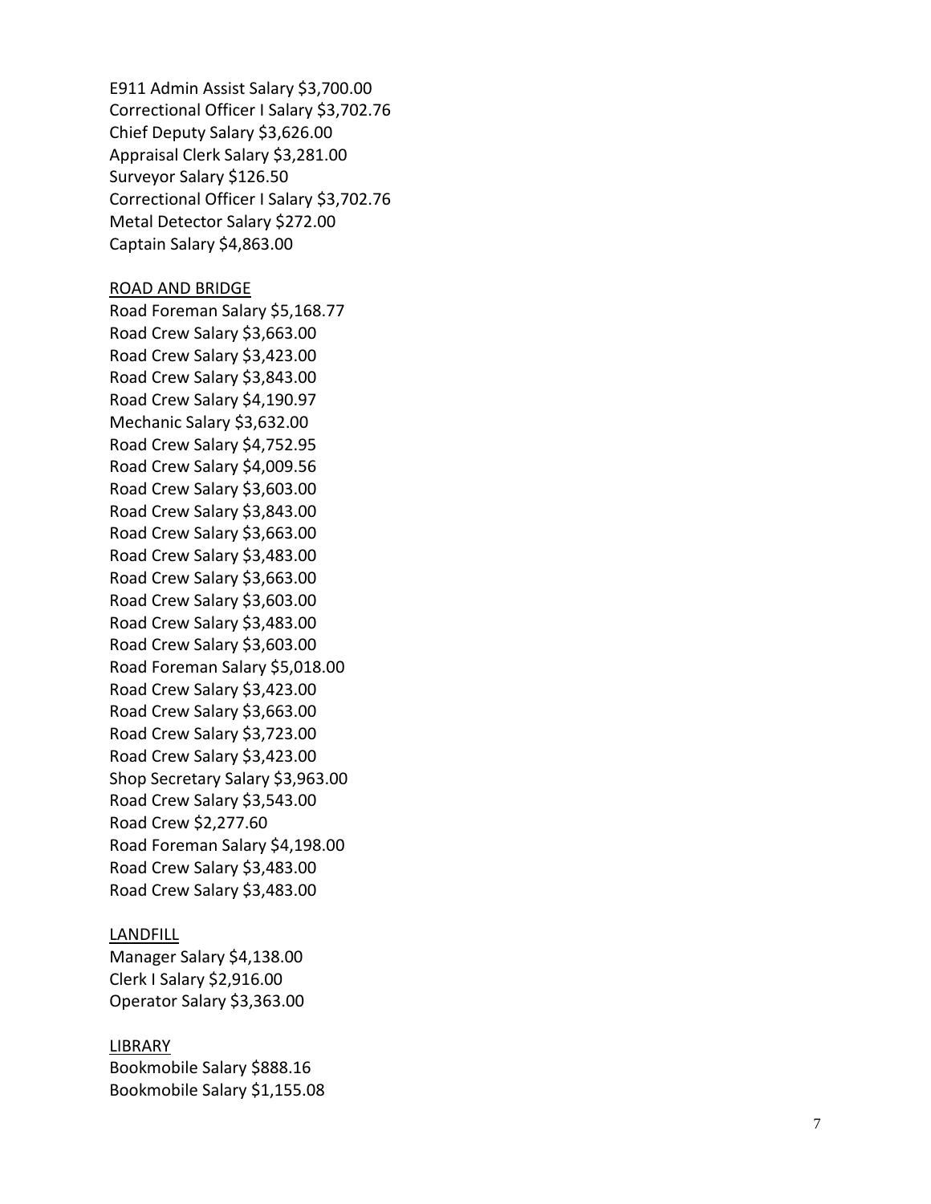E911 Admin Assist Salary $3,700.00
Correctional Officer I Salary $3,702.76
Chief Deputy Salary $3,626.00
Appraisal Clerk Salary $3,281.00
Surveyor Salary $126.50
Correctional Officer I Salary $3,702.76
Metal Detector Salary $272.00
Captain Salary $4,863.00

<u>ROAD AND BRIDGE</u>
Road Foreman Salary $5,168.77
Road Crew Salary $3,663.00
Road Crew Salary $3,423.00
Road Crew Salary $3,843.00
Road Crew Salary $4,190.97
Mechanic Salary $3,632.00
Road Crew Salary $4,752.95
Road Crew Salary $4,009.56
Road Crew Salary $3,603.00
Road Crew Salary $3,843.00
Road Crew Salary $3,663.00
Road Crew Salary $3,483.00
Road Crew Salary $3,663.00
Road Crew Salary $3,603.00
Road Crew Salary $3,483.00
Road Crew Salary $3,603.00
Road Foreman Salary $5,018.00
Road Crew Salary $3,423.00
Road Crew Salary $3,663.00
Road Crew Salary $3,723.00
Road Crew Salary $3,423.00
Shop Secretary Salary $3,963.00
Road Crew Salary $3,543.00
Road Crew $2,277.60
Road Foreman Salary $4,198.00
Road Crew Salary $3,483.00
Road Crew Salary $3,483.00

<u>LANDFILL</u>
Manager Salary $4,138.00
Clerk I Salary $2,916.00
Operator Salary $3,363.00

<u>LIBRARY</u>
Bookmobile Salary $888.16
Bookmobile Salary $1,155.08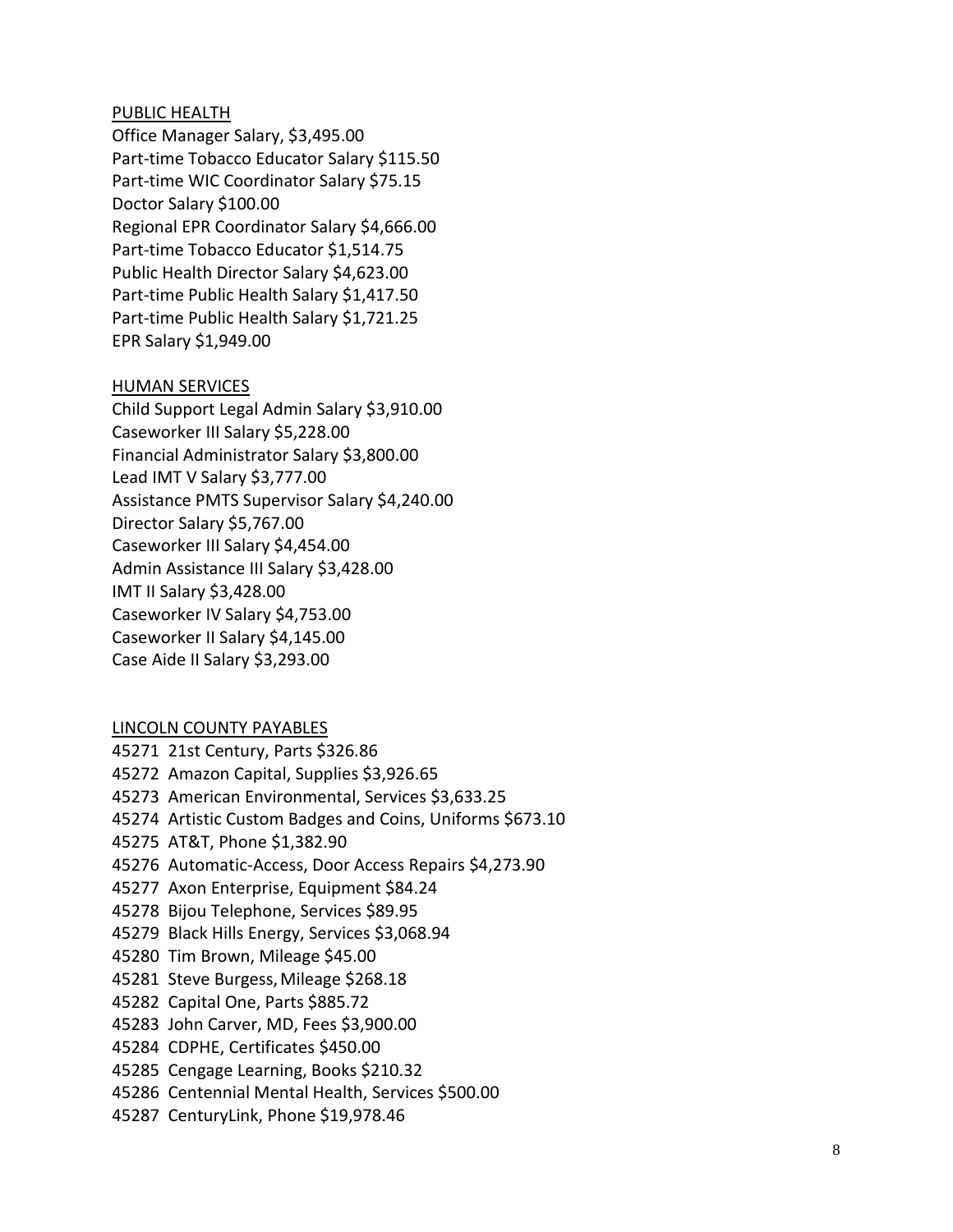PUBLIC HEALTH

Office Manager Salary, $3,495.00
Part-time Tobacco Educator Salary $115.50
Part-time WIC Coordinator Salary $75.15
Doctor Salary $100.00
Regional EPR Coordinator Salary $4,666.00
Part-time Tobacco Educator $1,514.75
Public Health Director Salary $4,623.00
Part-time Public Health Salary $1,417.50
Part-time Public Health Salary $1,721.25
EPR Salary $1,949.00

HUMAN SERVICES

Child Support Legal Admin Salary $3,910.00
Caseworker III Salary $5,228.00
Financial Administrator Salary $3,800.00
Lead IMT V Salary $3,777.00
Assistance PMTS Supervisor Salary $4,240.00
Director Salary $5,767.00
Caseworker III Salary $4,454.00
Admin Assistance III Salary $3,428.00
IMT II Salary $3,428.00
Caseworker IV Salary $4,753.00
Caseworker II Salary $4,145.00
Case Aide II Salary $3,293.00

LINCOLN COUNTY PAYABLES

45271 21st Century, Parts $326.86
45272 Amazon Capital, Supplies $3,926.65
45273 American Environmental, Services $3,633.25
45274 Artistic Custom Badges and Coins, Uniforms $673.10
45275 AT&T, Phone $1,382.90
45276 Automatic-Access, Door Access Repairs $4,273.90
45277 Axon Enterprise, Equipment $84.24
45278 Bijou Telephone, Services $89.95
45279 Black Hills Energy, Services $3,068.94
45280 Tim Brown, Mileage $45.00
45281 Steve Burgess, Mileage $268.18
45282 Capital One, Parts $885.72
45283 John Carver, MD, Fees $3,900.00
45284 CDPHE, Certificates $450.00
45285 Cengage Learning, Books $210.32
45286 Centennial Mental Health, Services $500.00
45287 CenturyLink, Phone $19,978.46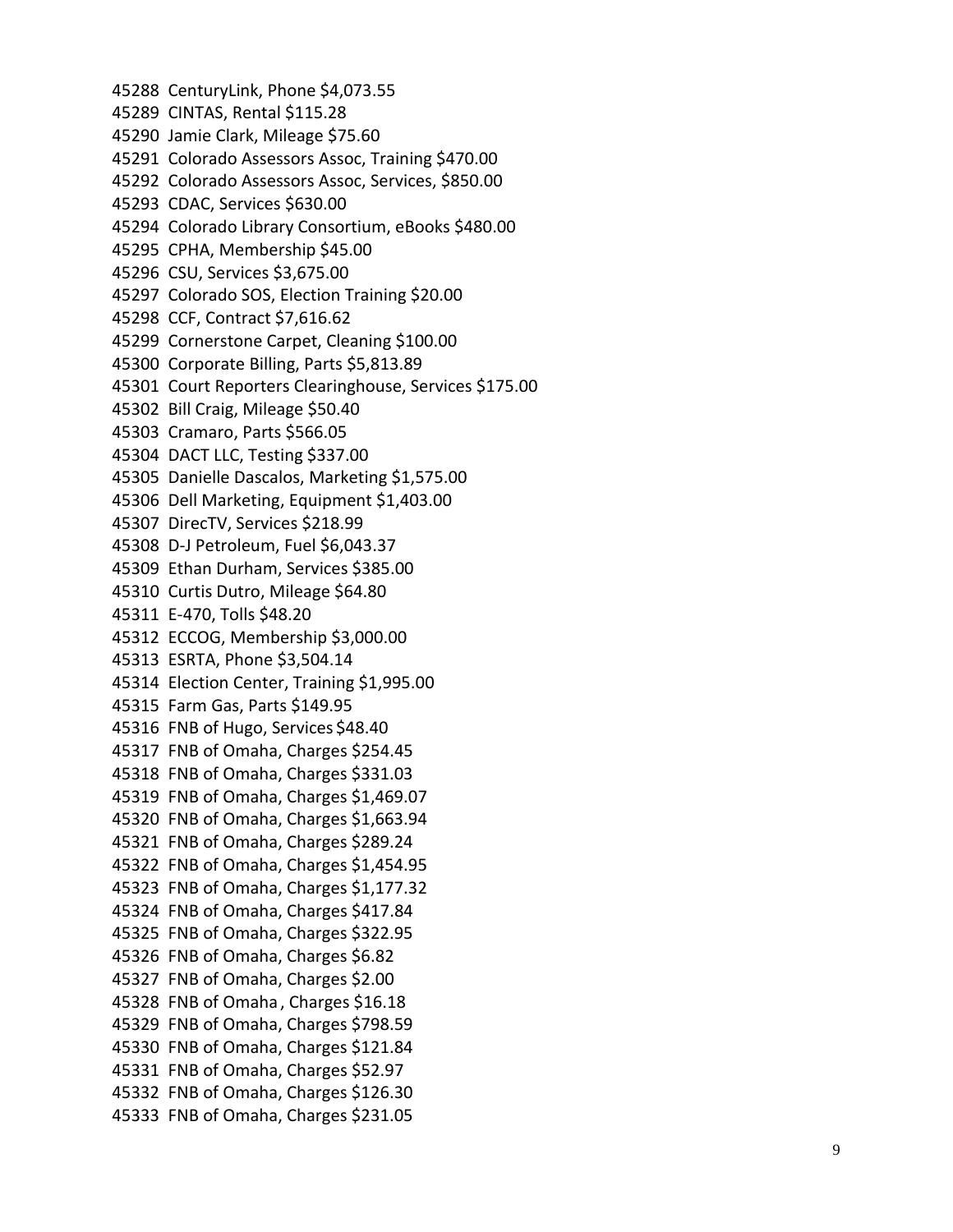45288 CenturyLink, Phone $4,073.55
45289 CINTAS, Rental $115.28
45290 Jamie Clark, Mileage $75.60
45291 Colorado Assessors Assoc, Training $470.00
45292 Colorado Assessors Assoc, Services, $850.00
45293 CDAC, Services $630.00
45294 Colorado Library Consortium, eBooks $480.00
45295 CPHA, Membership $45.00
45296 CSU, Services $3,675.00
45297 Colorado SOS, Election Training $20.00
45298 CCF, Contract $7,616.62
45299 Cornerstone Carpet, Cleaning $100.00
45300 Corporate Billing, Parts $5,813.89
45301 Court Reporters Clearinghouse, Services $175.00
45302 Bill Craig, Mileage $50.40
45303 Cramaro, Parts $566.05
45304 DACT LLC, Testing $337.00
45305 Danielle Dascalos, Marketing $1,575.00
45306 Dell Marketing, Equipment $1,403.00
45307 DirecTV, Services $218.99
45308 D-J Petroleum, Fuel $6,043.37
45309 Ethan Durham, Services $385.00
45310 Curtis Dutro, Mileage $64.80
45311 E-470, Tolls $48.20
45312 ECCOG, Membership $3,000.00
45313 ESRTA, Phone $3,504.14
45314 Election Center, Training $1,995.00
45315 Farm Gas, Parts $149.95
45316 FNB of Hugo, Services $48.40
45317 FNB of Omaha, Charges $254.45
45318 FNB of Omaha, Charges $331.03
45319 FNB of Omaha, Charges $1,469.07
45320 FNB of Omaha, Charges $1,663.94
45321 FNB of Omaha, Charges $289.24
45322 FNB of Omaha, Charges $1,454.95
45323 FNB of Omaha, Charges $1,177.32
45324 FNB of Omaha, Charges $417.84
45325 FNB of Omaha, Charges $322.95
45326 FNB of Omaha, Charges $6.82
45327 FNB of Omaha, Charges $2.00
45328 FNB of Omaha, Charges $16.18
45329 FNB of Omaha, Charges $798.59
45330 FNB of Omaha, Charges $121.84
45331 FNB of Omaha, Charges $52.97
45332 FNB of Omaha, Charges $126.30
45333 FNB of Omaha, Charges $231.05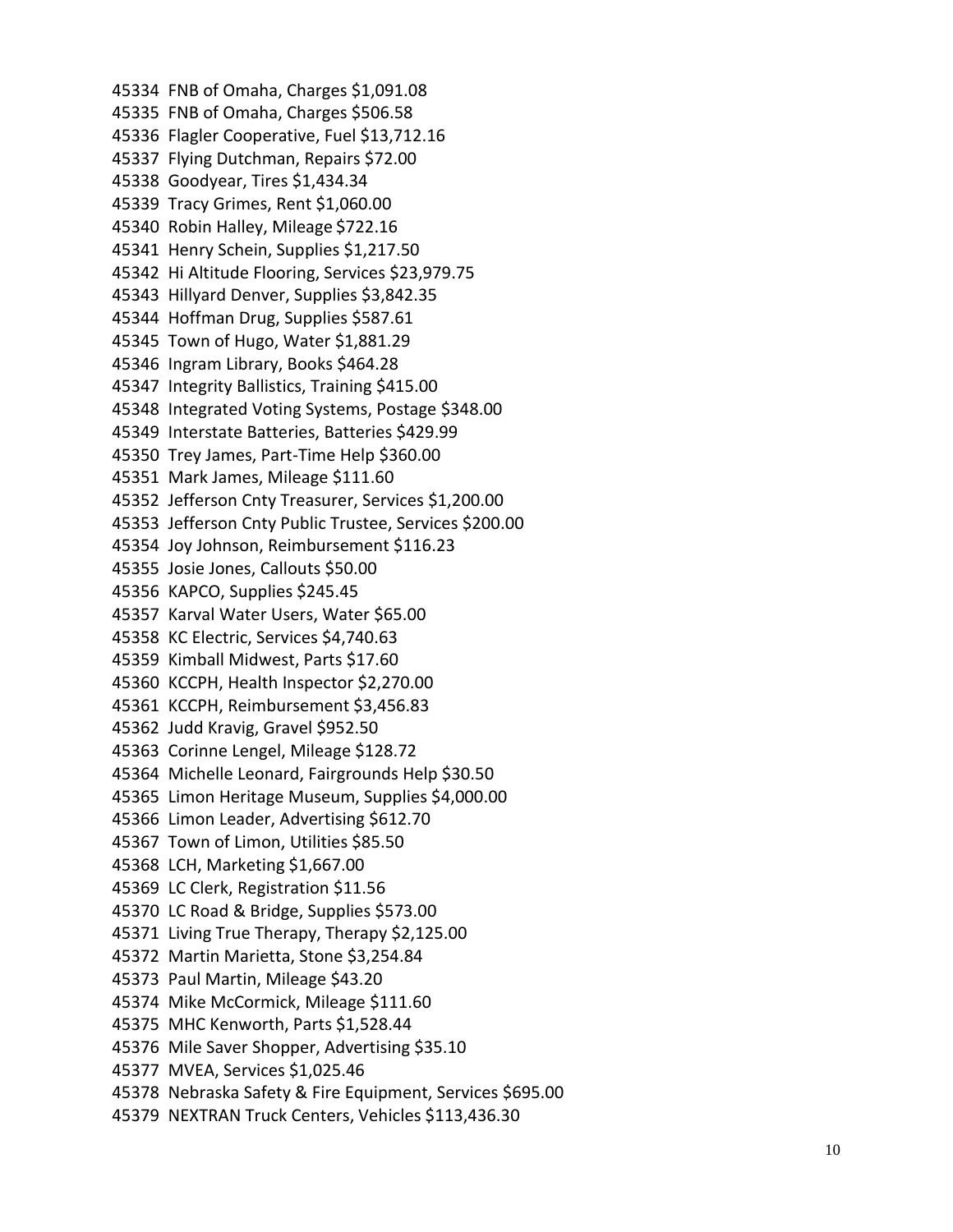45334 FNB of Omaha, Charges $1,091.08
45335 FNB of Omaha, Charges $506.58
45336 Flagler Cooperative, Fuel $13,712.16
45337 Flying Dutchman, Repairs $72.00
45338 Goodyear, Tires $1,434.34
45339 Tracy Grimes, Rent $1,060.00
45340 Robin Halley, Mileage $722.16
45341 Henry Schein, Supplies $1,217.50
45342 Hi Altitude Flooring, Services $23,979.75
45343 Hillyard Denver, Supplies $3,842.35
45344 Hoffman Drug, Supplies $587.61
45345 Town of Hugo, Water $1,881.29
45346 Ingram Library, Books $464.28
45347 Integrity Ballistics, Training $415.00
45348 Integrated Voting Systems, Postage $348.00
45349 Interstate Batteries, Batteries $429.99
45350 Trey James, Part-Time Help $360.00
45351 Mark James, Mileage $111.60
45352 Jefferson Cnty Treasurer, Services $1,200.00
45353 Jefferson Cnty Public Trustee, Services $200.00
45354 Joy Johnson, Reimbursement $116.23
45355 Josie Jones, Callouts $50.00
45356 KAPCO, Supplies $245.45
45357 Karval Water Users, Water $65.00
45358 KC Electric, Services $4,740.63
45359 Kimball Midwest, Parts $17.60
45360 KCCPH, Health Inspector $2,270.00
45361 KCCPH, Reimbursement $3,456.83
45362 Judd Kravig, Gravel $952.50
45363 Corinne Lengel, Mileage $128.72
45364 Michelle Leonard, Fairgrounds Help $30.50
45365 Limon Heritage Museum, Supplies $4,000.00
45366 Limon Leader, Advertising $612.70
45367 Town of Limon, Utilities $85.50
45368 LCH, Marketing $1,667.00
45369 LC Clerk, Registration $11.56
45370 LC Road & Bridge, Supplies $573.00
45371 Living True Therapy, Therapy $2,125.00
45372 Martin Marietta, Stone $3,254.84
45373 Paul Martin, Mileage $43.20
45374 Mike McCormick, Mileage $111.60
45375 MHC Kenworth, Parts $1,528.44
45376 Mile Saver Shopper, Advertising $35.10
45377 MVEA, Services $1,025.46
45378 Nebraska Safety & Fire Equipment, Services $695.00
45379 NEXTRAN Truck Centers, Vehicles $113,436.30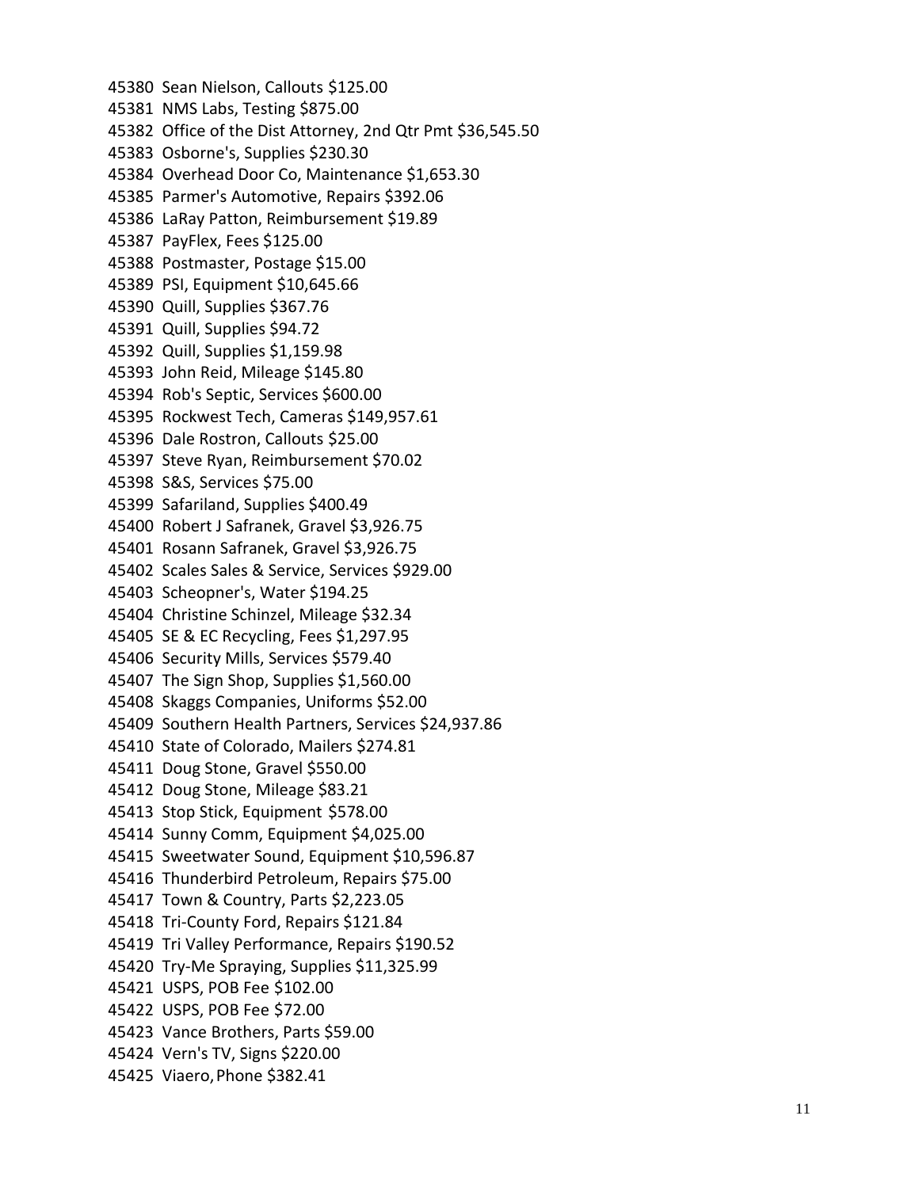45380 Sean Nielson, Callouts $125.00
45381 NMS Labs, Testing $875.00
45382 Office of the Dist Attorney, 2nd Qtr Pmt $36,545.50
45383 Osborne's, Supplies $230.30
45384 Overhead Door Co, Maintenance $1,653.30
45385 Parmer's Automotive, Repairs $392.06
45386 LaRay Patton, Reimbursement $19.89
45387 PayFlex, Fees $125.00
45388 Postmaster, Postage $15.00
45389 PSI, Equipment $10,645.66
45390 Quill, Supplies $367.76
45391 Quill, Supplies $94.72
45392 Quill, Supplies $1,159.98
45393 John Reid, Mileage $145.80
45394 Rob's Septic, Services $600.00
45395 Rockwest Tech, Cameras $149,957.61
45396 Dale Rostron, Callouts $25.00
45397 Steve Ryan, Reimbursement $70.02
45398 S&S, Services $75.00
45399 Safariland, Supplies $400.49
45400 Robert J Safranek, Gravel $3,926.75
45401 Rosann Safranek, Gravel $3,926.75
45402 Scales Sales & Service, Services $929.00
45403 Scheopner's, Water $194.25
45404 Christine Schinzel, Mileage $32.34
45405 SE & EC Recycling, Fees $1,297.95
45406 Security Mills, Services $579.40
45407 The Sign Shop, Supplies $1,560.00
45408 Skaggs Companies, Uniforms $52.00
45409 Southern Health Partners, Services $24,937.86
45410 State of Colorado, Mailers $274.81
45411 Doug Stone, Gravel $550.00
45412 Doug Stone, Mileage $83.21
45413 Stop Stick, Equipment $578.00
45414 Sunny Comm, Equipment $4,025.00
45415 Sweetwater Sound, Equipment $10,596.87
45416 Thunderbird Petroleum, Repairs $75.00
45417 Town & Country, Parts $2,223.05
45418 Tri-County Ford, Repairs $121.84
45419 Tri Valley Performance, Repairs $190.52
45420 Try-Me Spraying, Supplies $11,325.99
45421 USPS, POB Fee $102.00
45422 USPS, POB Fee $72.00
45423 Vance Brothers, Parts $59.00
45424 Vern's TV, Signs $220.00
45425 Viaero, Phone $382.41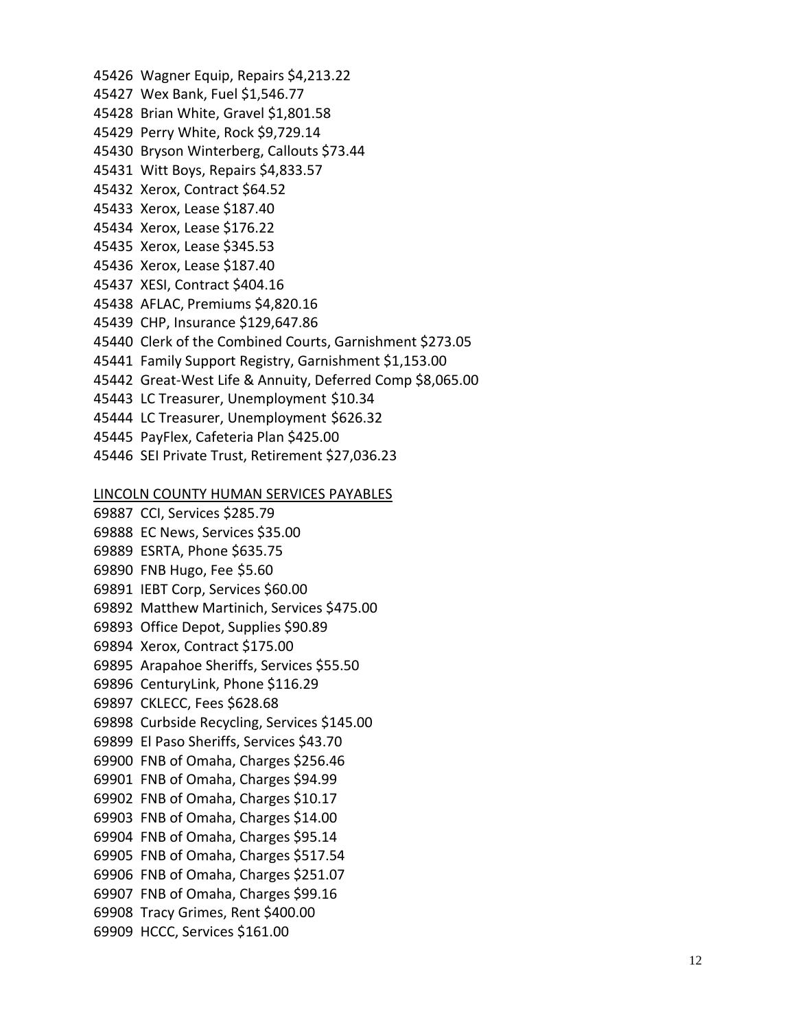45426 Wagner Equip, Repairs $4,213.22
45427 Wex Bank, Fuel $1,546.77
45428 Brian White, Gravel $1,801.58
45429 Perry White, Rock $9,729.14
45430 Bryson Winterberg, Callouts $73.44
45431 Witt Boys, Repairs $4,833.57
45432 Xerox, Contract $64.52
45433 Xerox, Lease $187.40
45434 Xerox, Lease $176.22
45435 Xerox, Lease $345.53
45436 Xerox, Lease $187.40
45437 XESI, Contract $404.16
45438 AFLAC, Premiums $4,820.16
45439 CHP, Insurance $129,647.86
45440 Clerk of the Combined Courts, Garnishment $273.05
45441 Family Support Registry, Garnishment $1,153.00
45442 Great-West Life & Annuity, Deferred Comp $8,065.00
45443 LC Treasurer, Unemployment $10.34
45444 LC Treasurer, Unemployment $626.32
45445 PayFlex, Cafeteria Plan $425.00
45446 SEI Private Trust, Retirement $27,036.23

<u>LINCOLN COUNTY HUMAN SERVICES PAYABLES</u>

69887 CCI, Services $285.79
69888 EC News, Services $35.00
69889 ESRTA, Phone $635.75
69890 FNB Hugo, Fee $5.60
69891 IEBT Corp, Services $60.00
69892 Matthew Martinich, Services $475.00
69893 Office Depot, Supplies $90.89
69894 Xerox, Contract $175.00
69895 Arapahoe Sheriffs, Services $55.50
69896 CenturyLink, Phone $116.29
69897 CKLECC, Fees $628.68
69898 Curbside Recycling, Services $145.00
69899 El Paso Sheriffs, Services $43.70
69900 FNB of Omaha, Charges $256.46
69901 FNB of Omaha, Charges $94.99
69902 FNB of Omaha, Charges $10.17
69903 FNB of Omaha, Charges $14.00
69904 FNB of Omaha, Charges $95.14
69905 FNB of Omaha, Charges $517.54
69906 FNB of Omaha, Charges $251.07
69907 FNB of Omaha, Charges $99.16
69908 Tracy Grimes, Rent $400.00
69909 HCCC, Services $161.00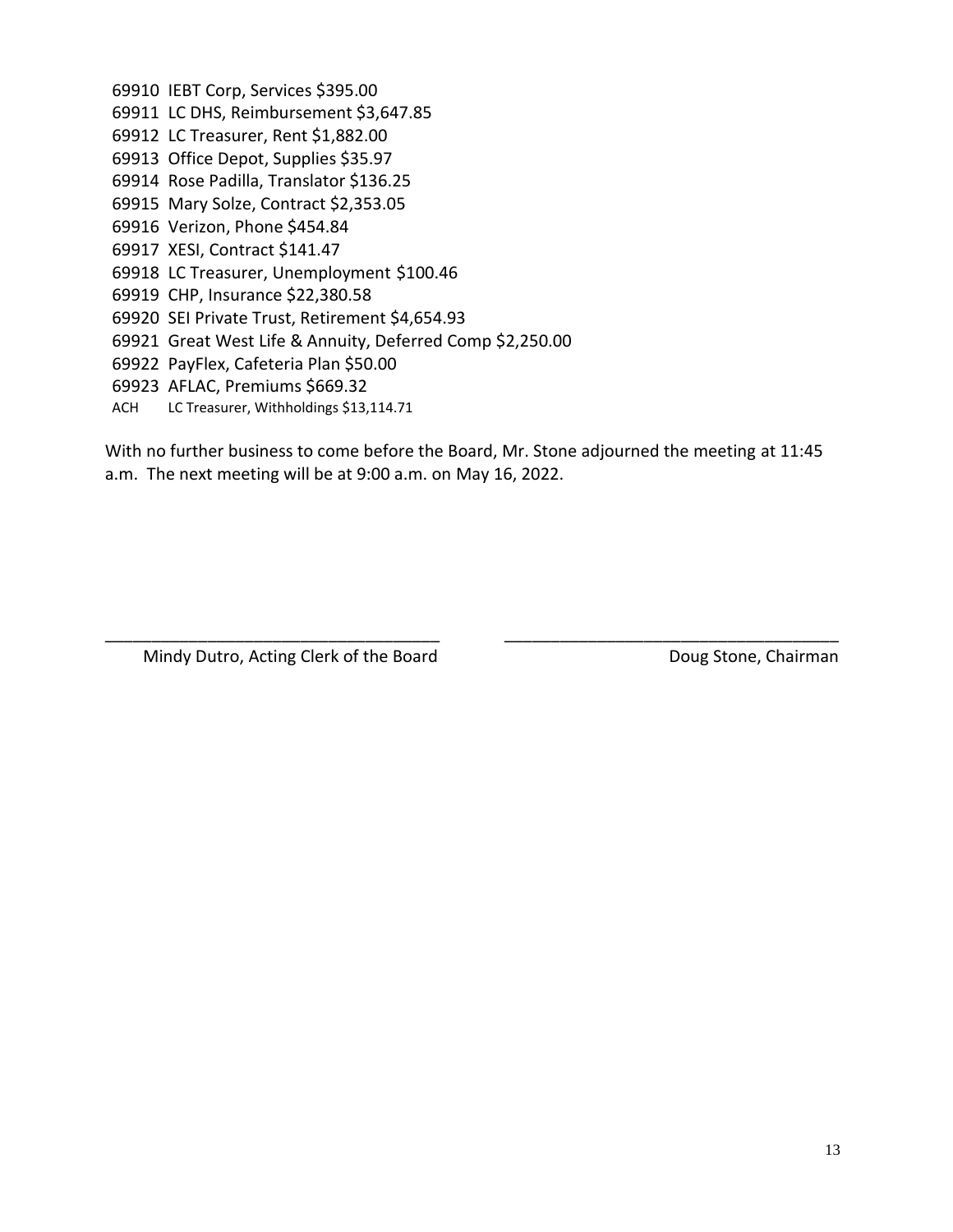69910 IEBT Corp, Services $395.00
69911 LC DHS, Reimbursement $3,647.85
69912 LC Treasurer, Rent $1,882.00
69913 Office Depot, Supplies $35.97
69914 Rose Padilla, Translator $136.25
69915 Mary Solze, Contract $2,353.05
69916 Verizon, Phone $454.84
69917 XESI, Contract $141.47
69918 LC Treasurer, Unemployment $100.46
69919 CHP, Insurance $22,380.58
69920 SEI Private Trust, Retirement $4,654.93
69921 Great West Life & Annuity, Deferred Comp $2,250.00
69922 PayFlex, Cafeteria Plan $50.00
69923 AFLAC, Premiums $669.32
ACH LC Treasurer, Withholdings $13,114.71

With no further business to come before the Board, Mr. Stone adjourned the meeting at 11:45 a.m. The next meeting will be at 9:00 a.m. on May 16, 2022.

\_\_\_\_\_\_\_\_\_\_\_\_\_\_\_\_\_\_\_\_\_\_\_\_\_\_\_\_\_\_\_\_\_\_\_
Mindy Dutro, Acting Clerk of the Board

\_\_\_\_\_\_\_\_\_\_\_\_\_\_\_\_\_\_\_\_\_\_\_\_\_\_\_\_\_\_\_\_\_\_\_
Doug Stone, Chairman